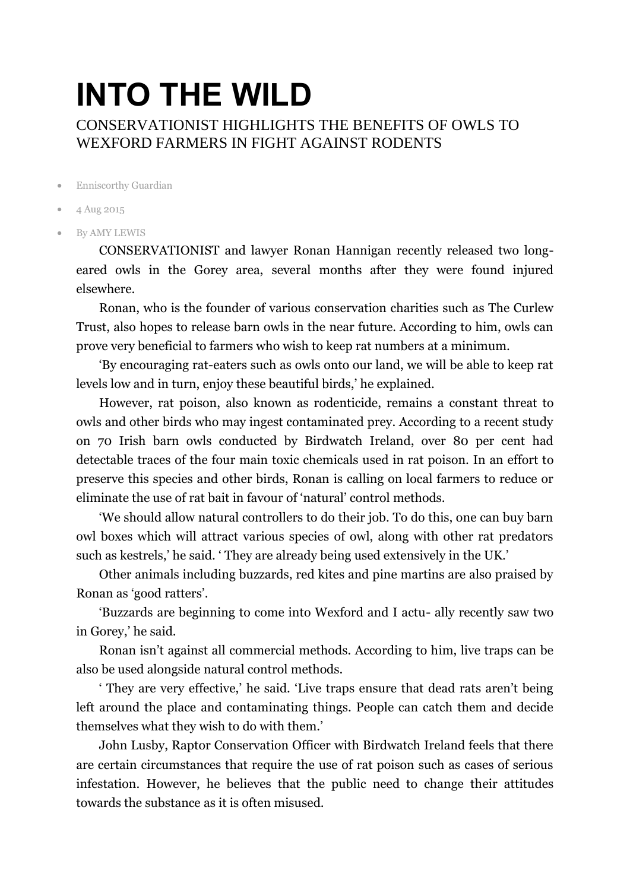# INTO THE WILD

## CONSERVATIONIST HIGHLIGHTS THE BENEFITS OF OWLS TO WEXFORD FARMERS IN FIGHT AGAINST RODENTS

- Enniscorthy Guardian
- 4 Aug 2015
- By AMY LEWIS

CONSERVATIONIST and lawyer Ronan Hannigan recently released two long-eared owls in the Gorey area, several months after they were found injured elsewhere.

Ronan, who is the founder of various conservation charities such as The Curlew Trust, also hopes to release barn owls in the near future. According to him, owls can prove very beneficial to farmers who wish to keep rat numbers at a minimum.

'By encouraging rat-eaters such as owls onto our land, we will be able to keep rat levels low and in turn, enjoy these beautiful birds,' he explained.

However, rat poison, also known as rodenticide, remains a constant threat to owls and other birds who may ingest contaminated prey. According to a recent study on 70 Irish barn owls conducted by Birdwatch Ireland, over 80 per cent had detectable traces of the four main toxic chemicals used in rat poison. In an effort to preserve this species and other birds, Ronan is calling on local farmers to reduce or eliminate the use of rat bait in favour of 'natural' control methods.

'We should allow natural controllers to do their job. To do this, one can buy barn owl boxes which will attract various species of owl, along with other rat predators such as kestrels,' he said. ' They are already being used extensively in the UK.'

Other animals including buzzards, red kites and pine martins are also praised by Ronan as 'good ratters'.

'Buzzards are beginning to come into Wexford and I actu- ally recently saw two in Gorey,' he said.

Ronan isn't against all commercial methods. According to him, live traps can be also be used alongside natural control methods.

' They are very effective,' he said. 'Live traps ensure that dead rats aren't being left around the place and contaminating things. People can catch them and decide themselves what they wish to do with them.'

John Lusby, Raptor Conservation Officer with Birdwatch Ireland feels that there are certain circumstances that require the use of rat poison such as cases of serious infestation. However, he believes that the public need to change their attitudes towards the substance as it is often misused.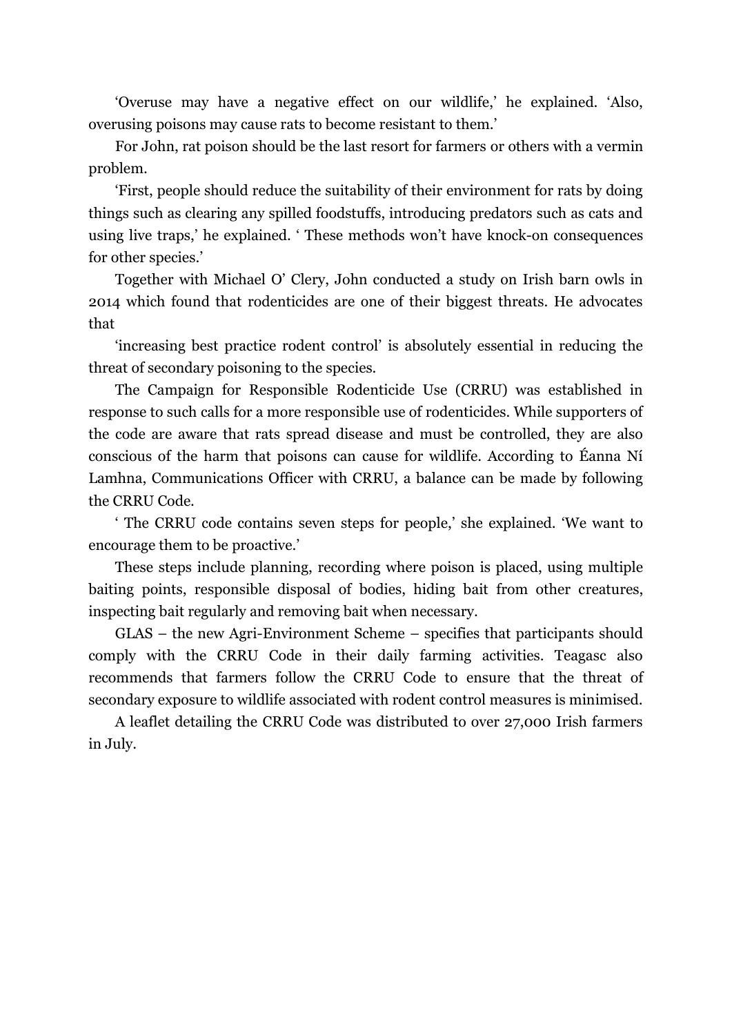‘Overuse may have a negative effect on our wildlife,’ he explained. ‘Also, overusing poisons may cause rats to become resistant to them.’

For John, rat poison should be the last resort for farmers or others with a vermin problem.

‘First, people should reduce the suitability of their environment for rats by doing things such as clearing any spilled foodstuffs, introducing predators such as cats and using live traps,’ he explained. ‘ These methods won’t have knock-on consequences for other species.’

Together with Michael O’ Clery, John conducted a study on Irish barn owls in 2014 which found that rodenticides are one of their biggest threats. He advocates that

‘increasing best practice rodent control’ is absolutely essential in reducing the threat of secondary poisoning to the species.

The Campaign for Responsible Rodenticide Use (CRRU) was established in response to such calls for a more responsible use of rodenticides. While supporters of the code are aware that rats spread disease and must be controlled, they are also conscious of the harm that poisons can cause for wildlife. According to Éanna Ní Lamhna, Communications Officer with CRRU, a balance can be made by following the CRRU Code.

‘ The CRRU code contains seven steps for people,’ she explained. ‘We want to encourage them to be proactive.’

These steps include planning, recording where poison is placed, using multiple baiting points, responsible disposal of bodies, hiding bait from other creatures, inspecting bait regularly and removing bait when necessary.

GLAS – the new Agri-Environment Scheme – specifies that participants should comply with the CRRU Code in their daily farming activities. Teagasc also recommends that farmers follow the CRRU Code to ensure that the threat of secondary exposure to wildlife associated with rodent control measures is minimised.

A leaflet detailing the CRRU Code was distributed to over 27,000 Irish farmers in July.